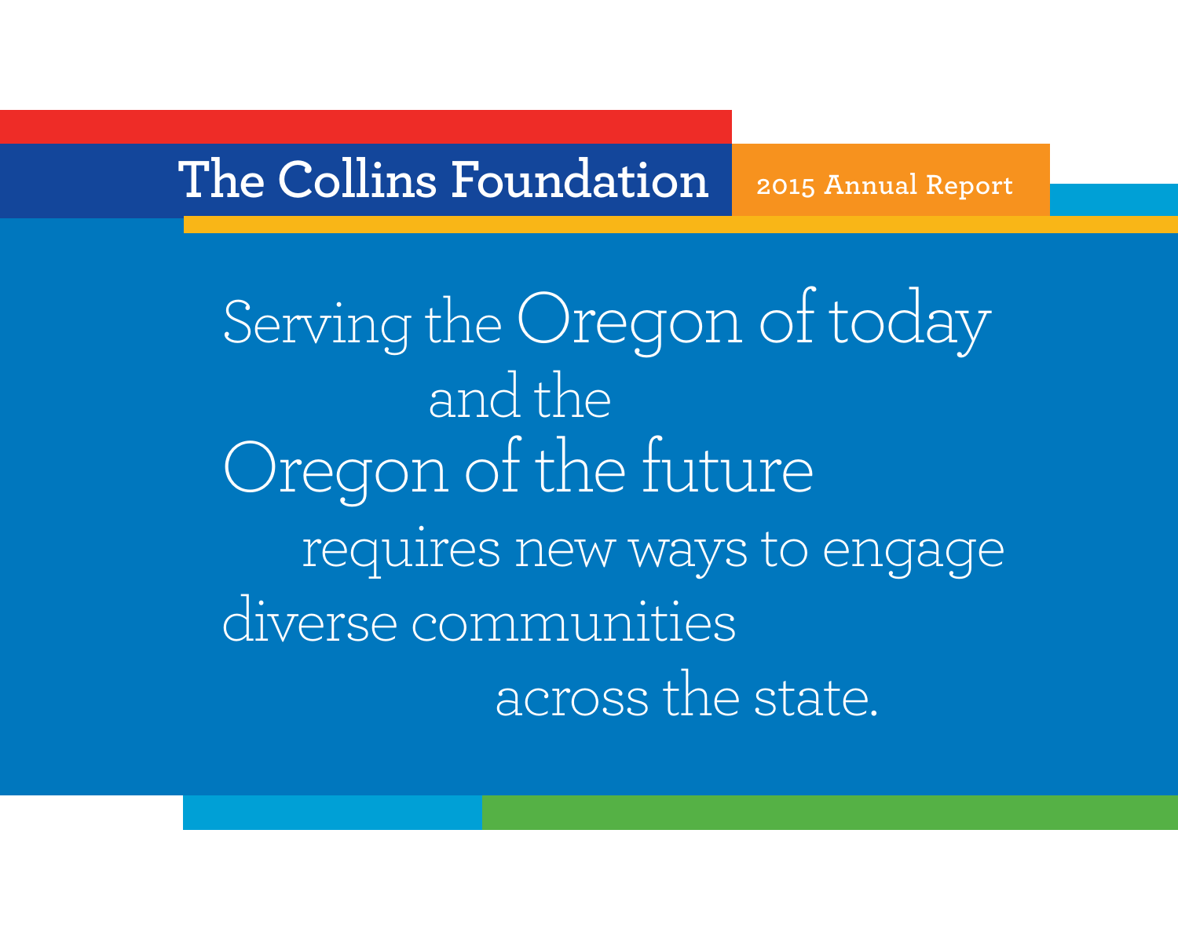# The Collins Foundation

2015 Annual Report

Serving the Oregon of today and the Oregon of the future requires new ways to engage diverse communities across the state.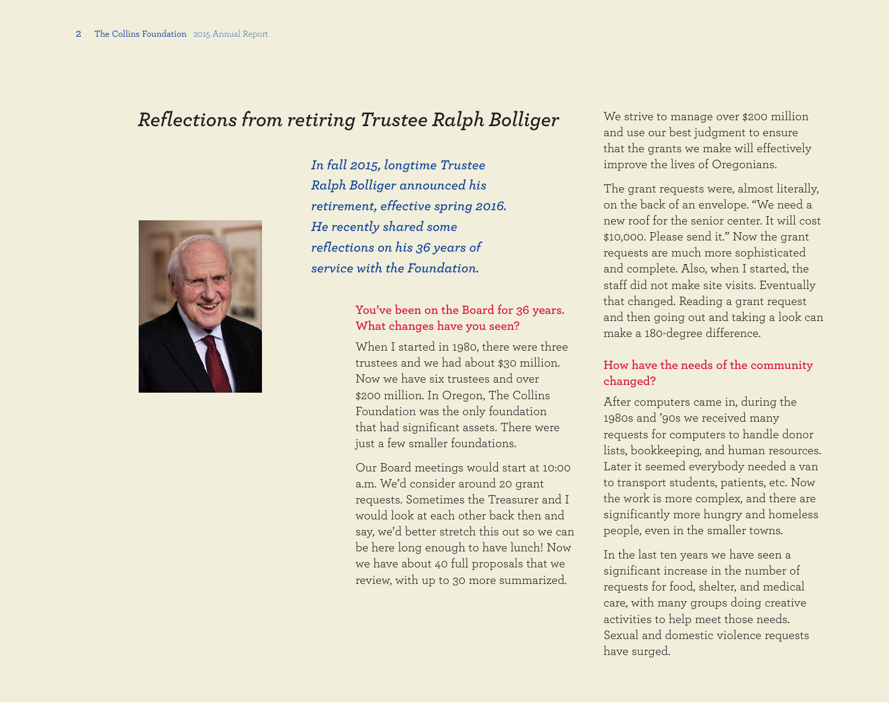# *Reflections from retiring Trustee Ralph Bolliger*

***In fall 2015, longtime Trustee Ralph Bolliger announced his retirement, effective spring 2016. He recently shared some reflections on his 36 years of service with the Foundation.***

### You've been on the Board for 36 years. What changes have you seen?

When I started in 1980, there were three trustees and we had about $30 million. Now we have six trustees and over $200 million. In Oregon, The Collins Foundation was the only foundation that had significant assets. There were just a few smaller foundations.

Our Board meetings would start at 10:00 a.m. We'd consider around 20 grant requests. Sometimes the Treasurer and I would look at each other back then and say, we'd better stretch this out so we can be here long enough to have lunch! Now we have about 40 full proposals that we review, with up to 30 more summarized.

We strive to manage over $200 million and use our best judgment to ensure that the grants we make will effectively improve the lives of Oregonians.

The grant requests were, almost literally, on the back of an envelope. "We need a new roof for the senior center. It will cost $10,000. Please send it." Now the grant requests are much more sophisticated and complete. Also, when I started, the staff did not make site visits. Eventually that changed. Reading a grant request and then going out and taking a look can make a 180-degree difference.

### How have the needs of the community changed?

After computers came in, during the 1980s and '90s we received many requests for computers to handle donor lists, bookkeeping, and human resources. Later it seemed everybody needed a van to transport students, patients, etc. Now the work is more complex, and there are significantly more hungry and homeless people, even in the smaller towns.

In the last ten years we have seen a significant increase in the number of requests for food, shelter, and medical care, with many groups doing creative activities to help meet those needs. Sexual and domestic violence requests have surged.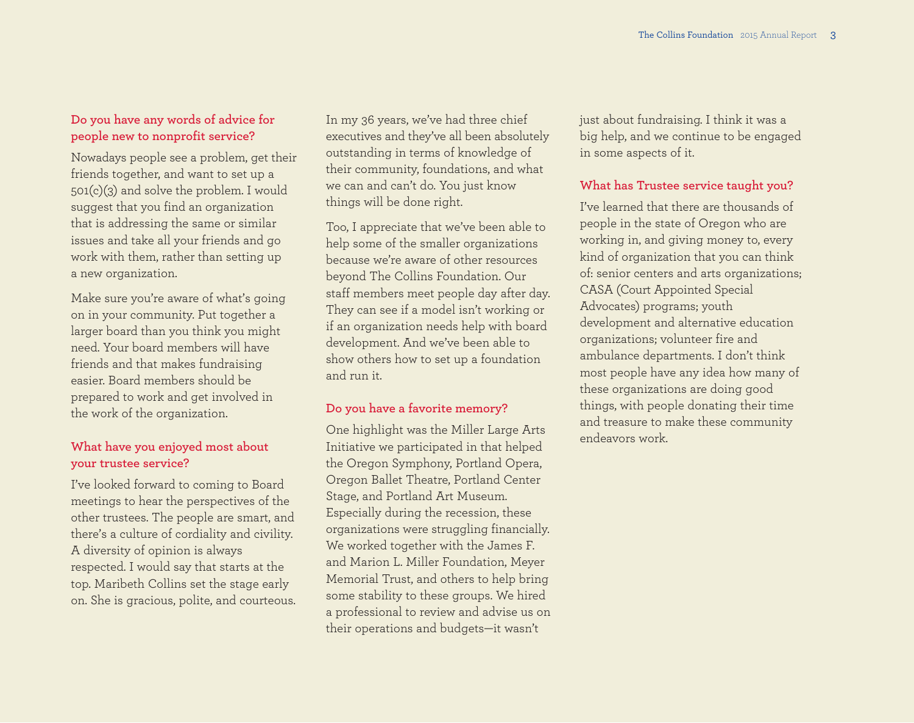### Do you have any words of advice for people new to nonprofit service?

Nowadays people see a problem, get their friends together, and want to set up a 501(c)(3) and solve the problem. I would suggest that you find an organization that is addressing the same or similar issues and take all your friends and go work with them, rather than setting up a new organization.

Make sure you're aware of what's going on in your community. Put together a larger board than you think you might need. Your board members will have friends and that makes fundraising easier. Board members should be prepared to work and get involved in the work of the organization.

### What have you enjoyed most about your trustee service?

I've looked forward to coming to Board meetings to hear the perspectives of the other trustees. The people are smart, and there's a culture of cordiality and civility. A diversity of opinion is always respected. I would say that starts at the top. Maribeth Collins set the stage early on. She is gracious, polite, and courteous.

In my 36 years, we've had three chief executives and they've all been absolutely outstanding in terms of knowledge of their community, foundations, and what we can and can't do. You just know things will be done right.

Too, I appreciate that we've been able to help some of the smaller organizations because we're aware of other resources beyond The Collins Foundation. Our staff members meet people day after day. They can see if a model isn't working or if an organization needs help with board development. And we've been able to show others how to set up a foundation and run it.

### Do you have a favorite memory?

One highlight was the Miller Large Arts Initiative we participated in that helped the Oregon Symphony, Portland Opera, Oregon Ballet Theatre, Portland Center Stage, and Portland Art Museum. Especially during the recession, these organizations were struggling financially. We worked together with the James F. and Marion L. Miller Foundation, Meyer Memorial Trust, and others to help bring some stability to these groups. We hired a professional to review and advise us on their operations and budgets—it wasn't just about fundraising. I think it was a big help, and we continue to be engaged in some aspects of it.

### What has Trustee service taught you?

I've learned that there are thousands of people in the state of Oregon who are working in, and giving money to, every kind of organization that you can think of: senior centers and arts organizations; CASA (Court Appointed Special Advocates) programs; youth development and alternative education organizations; volunteer fire and ambulance departments. I don't think most people have any idea how many of these organizations are doing good things, with people donating their time and treasure to make these community endeavors work.